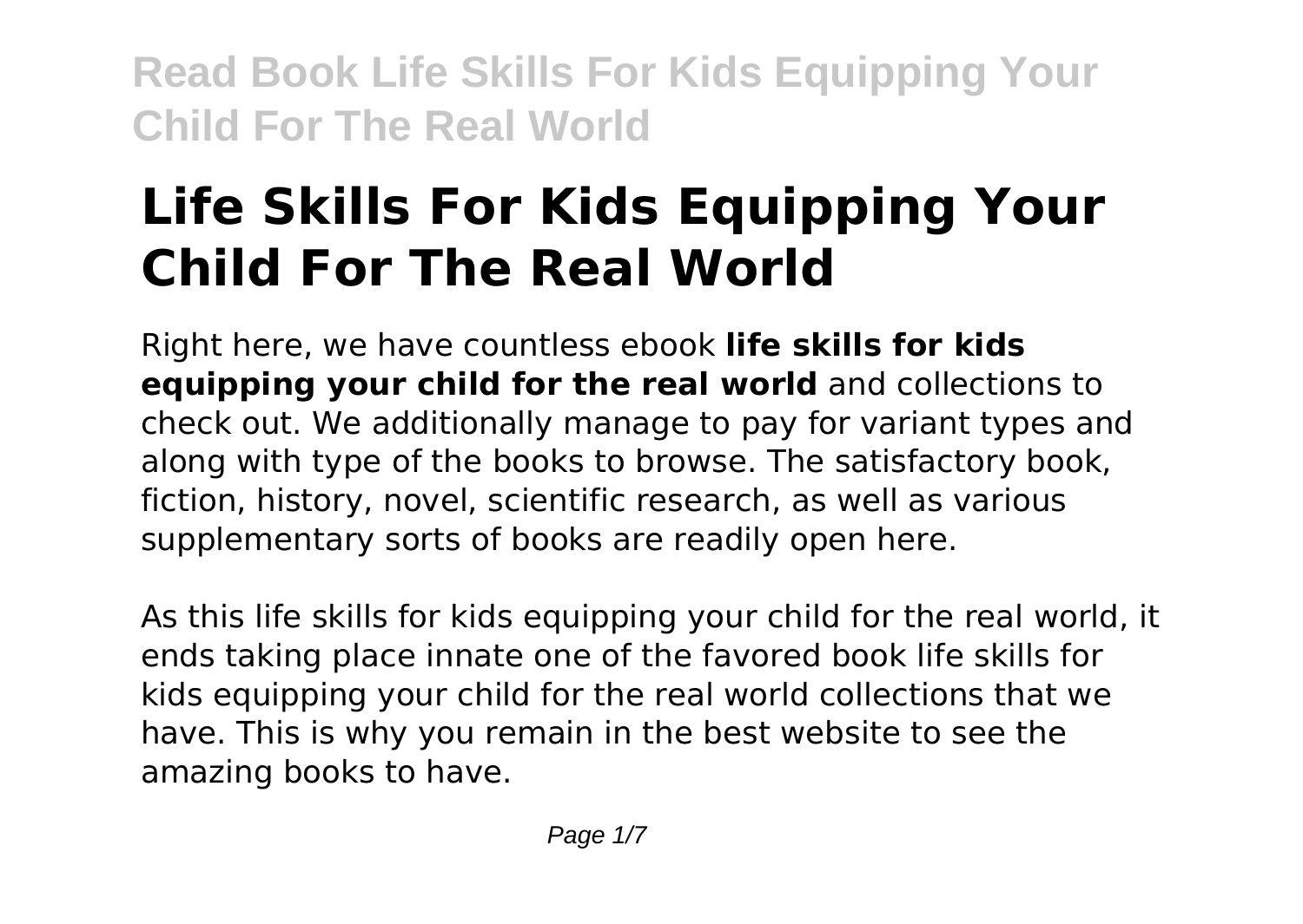# Life Skills For Kids Equipping Your Child For The Real World

Right here, we have countless ebook **life skills for kids equipping your child for the real world** and collections to check out. We additionally manage to pay for variant types and along with type of the books to browse. The satisfactory book, fiction, history, novel, scientific research, as well as various supplementary sorts of books are readily open here.

As this life skills for kids equipping your child for the real world, it ends taking place innate one of the favored book life skills for kids equipping your child for the real world collections that we have. This is why you remain in the best website to see the amazing books to have.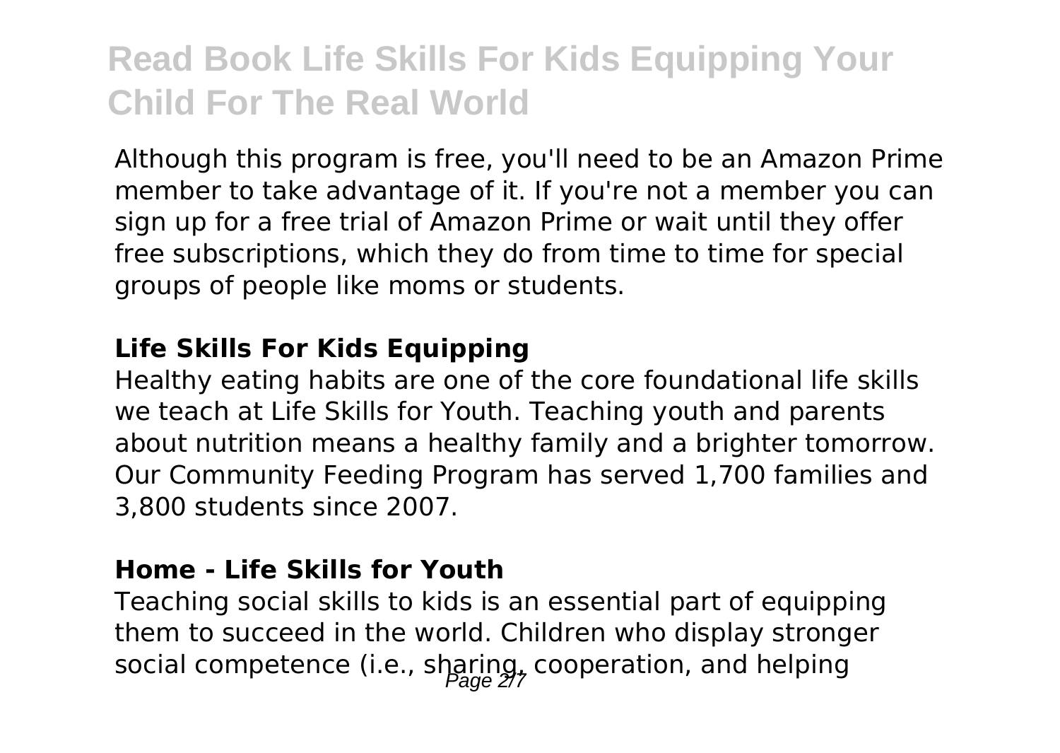Although this program is free, you'll need to be an Amazon Prime member to take advantage of it. If you're not a member you can sign up for a free trial of Amazon Prime or wait until they offer free subscriptions, which they do from time to time for special groups of people like moms or students.

### Life Skills For Kids Equipping

Healthy eating habits are one of the core foundational life skills we teach at Life Skills for Youth. Teaching youth and parents about nutrition means a healthy family and a brighter tomorrow. Our Community Feeding Program has served 1,700 families and 3,800 students since 2007.

### Home - Life Skills for Youth

Teaching social skills to kids is an essential part of equipping them to succeed in the world. Children who display stronger social competence (i.e., sharing, cooperation, and helping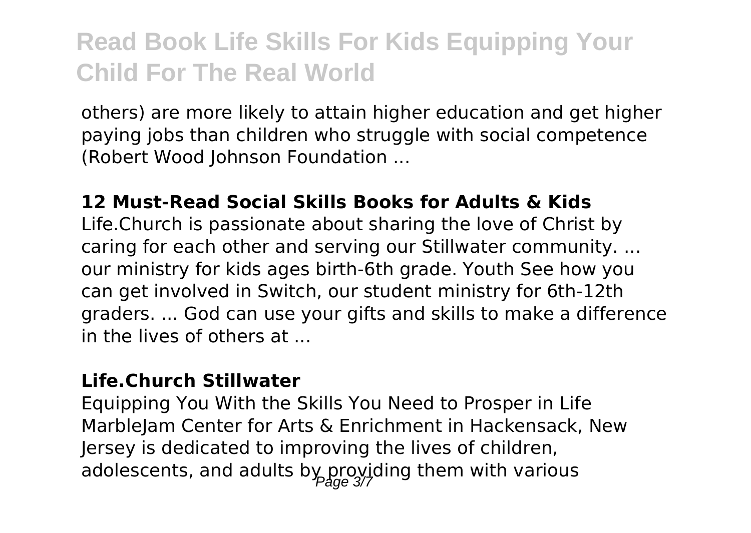others) are more likely to attain higher education and get higher paying jobs than children who struggle with social competence (Robert Wood Johnson Foundation ...

**12 Must-Read Social Skills Books for Adults & Kids**

Life.Church is passionate about sharing the love of Christ by caring for each other and serving our Stillwater community. ... our ministry for kids ages birth-6th grade. Youth See how you can get involved in Switch, our student ministry for 6th-12th graders. ... God can use your gifts and skills to make a difference in the lives of others at ...

**Life.Church Stillwater**

Equipping You With the Skills You Need to Prosper in Life MarbleJam Center for Arts & Enrichment in Hackensack, New Jersey is dedicated to improving the lives of children, adolescents, and adults by providing them with various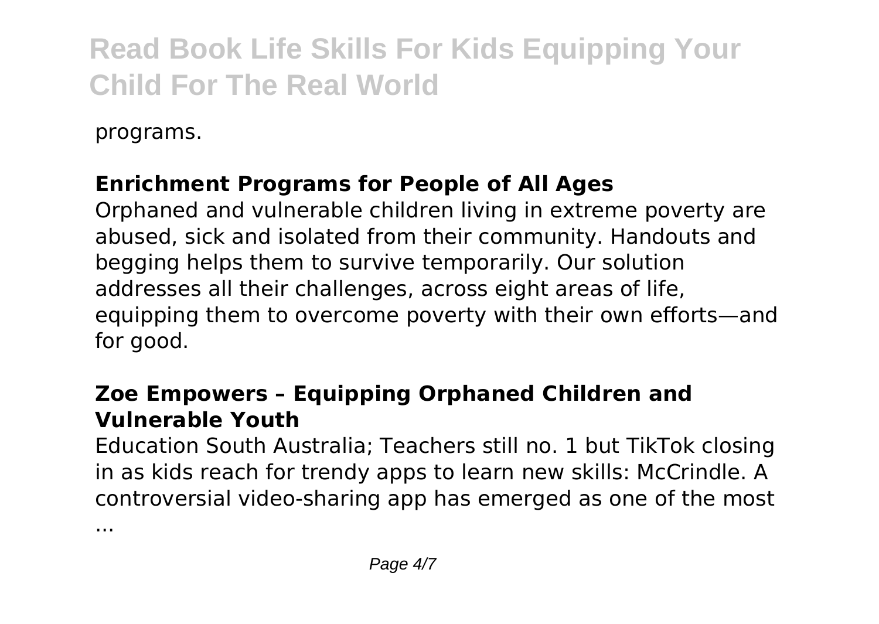programs.

## Enrichment Programs for People of All Ages

Orphaned and vulnerable children living in extreme poverty are abused, sick and isolated from their community. Handouts and begging helps them to survive temporarily. Our solution addresses all their challenges, across eight areas of life, equipping them to overcome poverty with their own efforts—and for good.

## Zoe Empowers – Equipping Orphaned Children and Vulnerable Youth

Education South Australia; Teachers still no. 1 but TikTok closing in as kids reach for trendy apps to learn new skills: McCrindle. A controversial video-sharing app has emerged as one of the most ...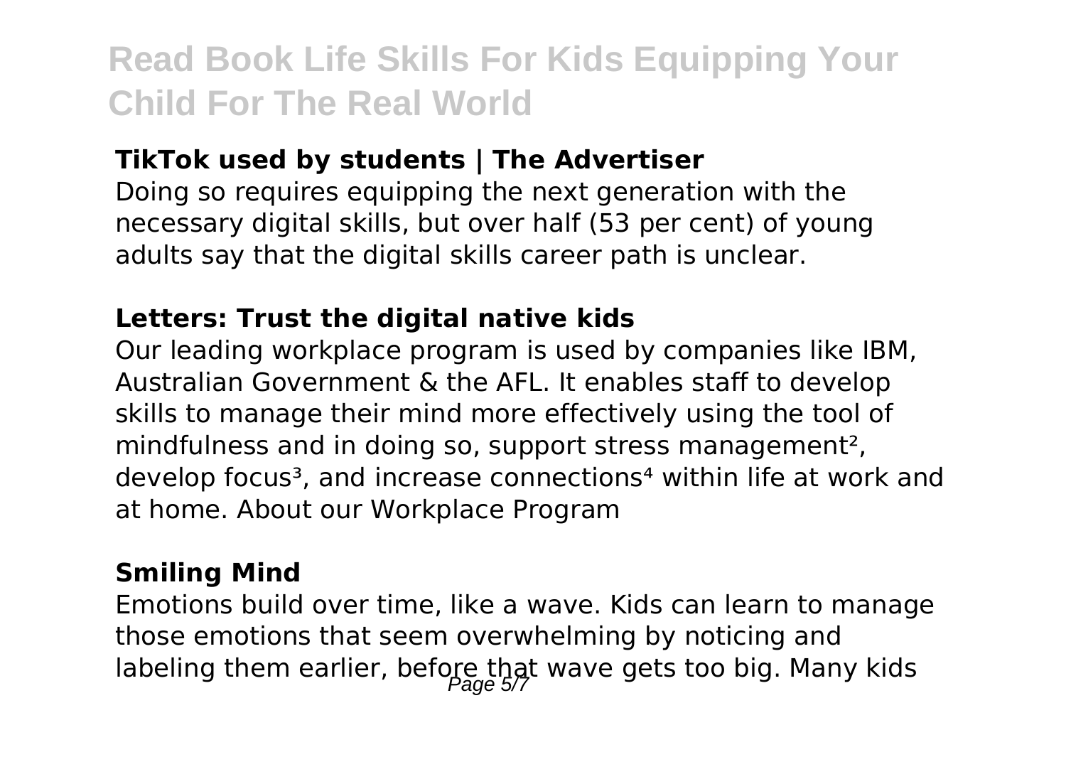**TikTok used by students | The Advertiser**

Doing so requires equipping the next generation with the necessary digital skills, but over half (53 per cent) of young adults say that the digital skills career path is unclear.

**Letters: Trust the digital native kids**

Our leading workplace program is used by companies like IBM, Australian Government & the AFL. It enables staff to develop skills to manage their mind more effectively using the tool of mindfulness and in doing so, support stress management[2], develop focus[3], and increase connections[4] within life at work and at home. About our Workplace Program

**Smiling Mind**

Emotions build over time, like a wave. Kids can learn to manage those emotions that seem overwhelming by noticing and labeling them earlier, before that wave gets too big. Many kids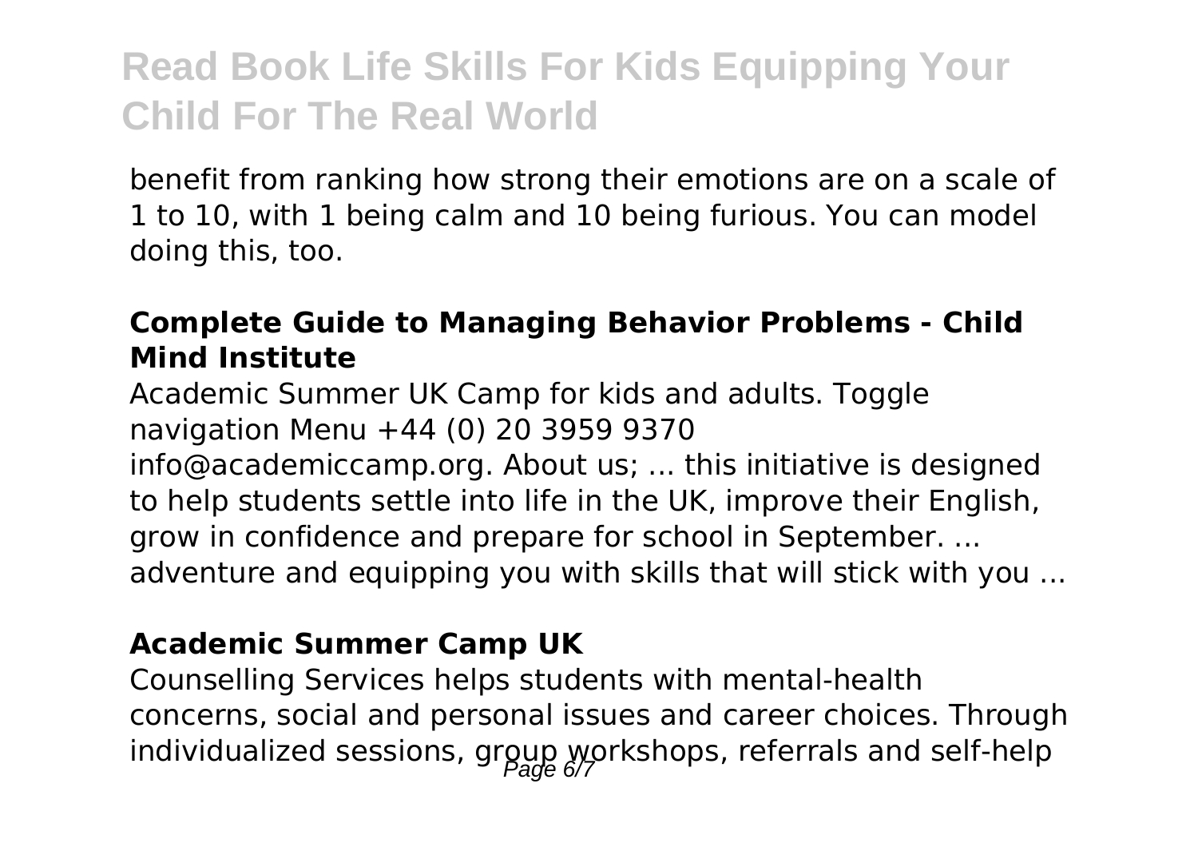benefit from ranking how strong their emotions are on a scale of 1 to 10, with 1 being calm and 10 being furious. You can model doing this, too.

**Complete Guide to Managing Behavior Problems - Child Mind Institute**

Academic Summer UK Camp for kids and adults. Toggle navigation Menu +44 (0) 20 3959 9370 info@academiccamp.org. About us; ... this initiative is designed to help students settle into life in the UK, improve their English, grow in confidence and prepare for school in September. ... adventure and equipping you with skills that will stick with you ...

**Academic Summer Camp UK**

Counselling Services helps students with mental-health concerns, social and personal issues and career choices. Through individualized sessions, group workshops, referrals and self-help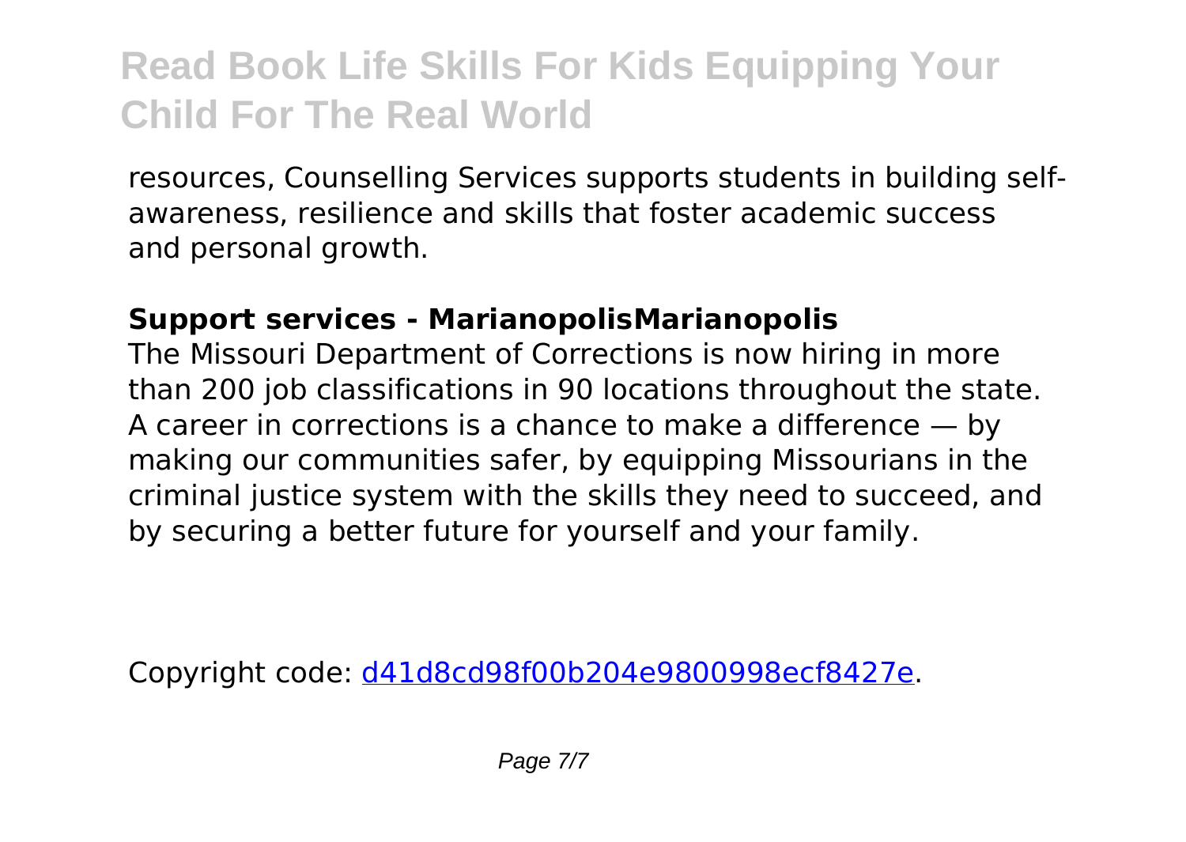resources, Counselling Services supports students in building self-awareness, resilience and skills that foster academic success and personal growth.

**Support services - MarianopolisMarianopolis**

The Missouri Department of Corrections is now hiring in more than 200 job classifications in 90 locations throughout the state. A career in corrections is a chance to make a difference — by making our communities safer, by equipping Missourians in the criminal justice system with the skills they need to succeed, and by securing a better future for yourself and your family.

Copyright code: d41d8cd98f00b204e9800998ecf8427e.